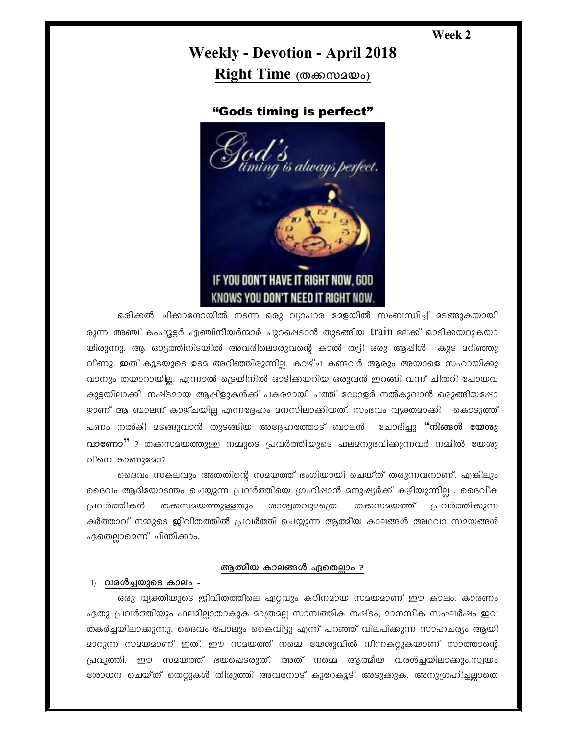Week 2

# Weekly - Devotion - April 2018

## Right Time (തക്കസമയം)

### "Gods timing is perfect"

ഒരിക്കൽ ചിക്കാഗോയിൽ നടന്ന ഒരു വ്യാപാര മേളയിൽ സംബന്ധിച്ച് മടങ്ങുകയായിരുന്ന അഞ്ച് കംപ്യൂട്ടർ എഞ്ചിനീയർമാർ പുറപ്പെടാൻ തുടങ്ങിയ train ലേക്ക് ഓടിക്കയറുകയായിരുന്നു. ആ ഓട്ടത്തിനിടയിൽ അവരിലൊരുവന്റെ കാൽ തട്ടി ഒരു ആപ്പിൾ കൂട മറിഞ്ഞു വീണു. ഇത് കൂടയുടെ ഉടമ അറിഞ്ഞിരുന്നില്ല. കാഴ്ച കണ്ടവർ ആരും അയാളെ സഹായിക്കുവാനും തയാറായില്ല. എന്നാൽ ട്രെയിനിൽ ഓടിക്കയറിയ ഒരുവൻ ഇറങ്ങി വന്ന് ചിതറി പോയവ കുട്ടയിലാക്കി, നഷ്ടമായ ആപ്പിളുകൾക്ക് പകരമായി പത്ത് ഡോളർ നൽകുവാൻ ഒരുങ്ങിയപ്പോഴാണ് ആ ബാലന് കാഴ്ചയില്ല എന്നദ്ദേഹം മനസിലാക്കിയത്. സംഭവം വ്യക്തമാക്കി കൊടുത്ത് പണം നൽകി മടങ്ങുവാൻ തുടങ്ങിയ അദ്ദേഹത്തോട് ബാലൻ ചോദിച്ചു **"നിങ്ങൾ യേശുവാണോ"** ? തക്കസമയത്തുള്ള നമ്മുടെ പ്രവർത്തിയുടെ ഫലമനുഭവിക്കുന്നവർ നമ്മിൽ യേശുവിനെ കാണുമോ?

ദൈവം സകലവും അതതിന്റെ സമയത്ത് ഭംഗിയായി ചെയ്ത് തരുന്നവനാണ്. എങ്കിലും ദൈവം ആദിയോടന്തം ചെയ്യുന്ന പ്രവർത്തിയെ ഗ്രഹിപ്പാൻ മനുഷ്യർക്ക് കഴിയുന്നില്ല . ദൈവീക പ്രവർത്തികൾ തക്കസമയത്തുള്ളതും ശാശ്വതവുമത്രെ. തക്കസമയത്ത് പ്രവർത്തിക്കുന്ന കർത്താവ് നമ്മുടെ ജീവിതത്തിൽ പ്രവർത്തി ചെയ്യുന്ന ആത്മീയ കാലങ്ങൾ അഥവാ സമയങ്ങൾ ഏതെല്ലാമെന്ന് ചിന്തിക്കാം.

### ആത്മീയ കാലങ്ങൾ ഏതെല്ലാം ?

1) **വരൾച്ചയുടെ കാലം** -

ഒരു വ്യക്തിയുടെ ജിവിതത്തിലെ ഏറ്റവും കഠിനമായ സമയമാണ് ഈ കാലം. കാരണം ഏതു പ്രവർത്തിയും ഫലമില്ലാതാകുക മാത്രമല്ല സാമ്പത്തിക നഷ്ടം, മാനസീക സംഘർഷം ഇവ തകർച്ചയിലാക്കുന്നു. ദൈവം പോലും കൈവിട്ടു എന്ന് പറഞ്ഞ് വിലപിക്കുന്ന സാഹചര്യം ആയി മാറുന്ന സമയമാണ് ഇത്. ഈ സമയത്ത് നമ്മെ യേശുവിൽ നിന്നകറ്റുകയാണ് സാത്താന്റെ പ്രവൃത്തി. ഈ സമയത്ത് ഭയപ്പെടരുത്. അത് നമ്മെ ആത്മീയ വരൾച്ചയിലാക്കും.സ്വയം ശോധന ചെയ്ത് തെറ്റുകൾ തിരുത്തി അവനോട് കുറേകൂടി അടുക്കുക. അനുഗ്രഹിച്ചല്ലാതെ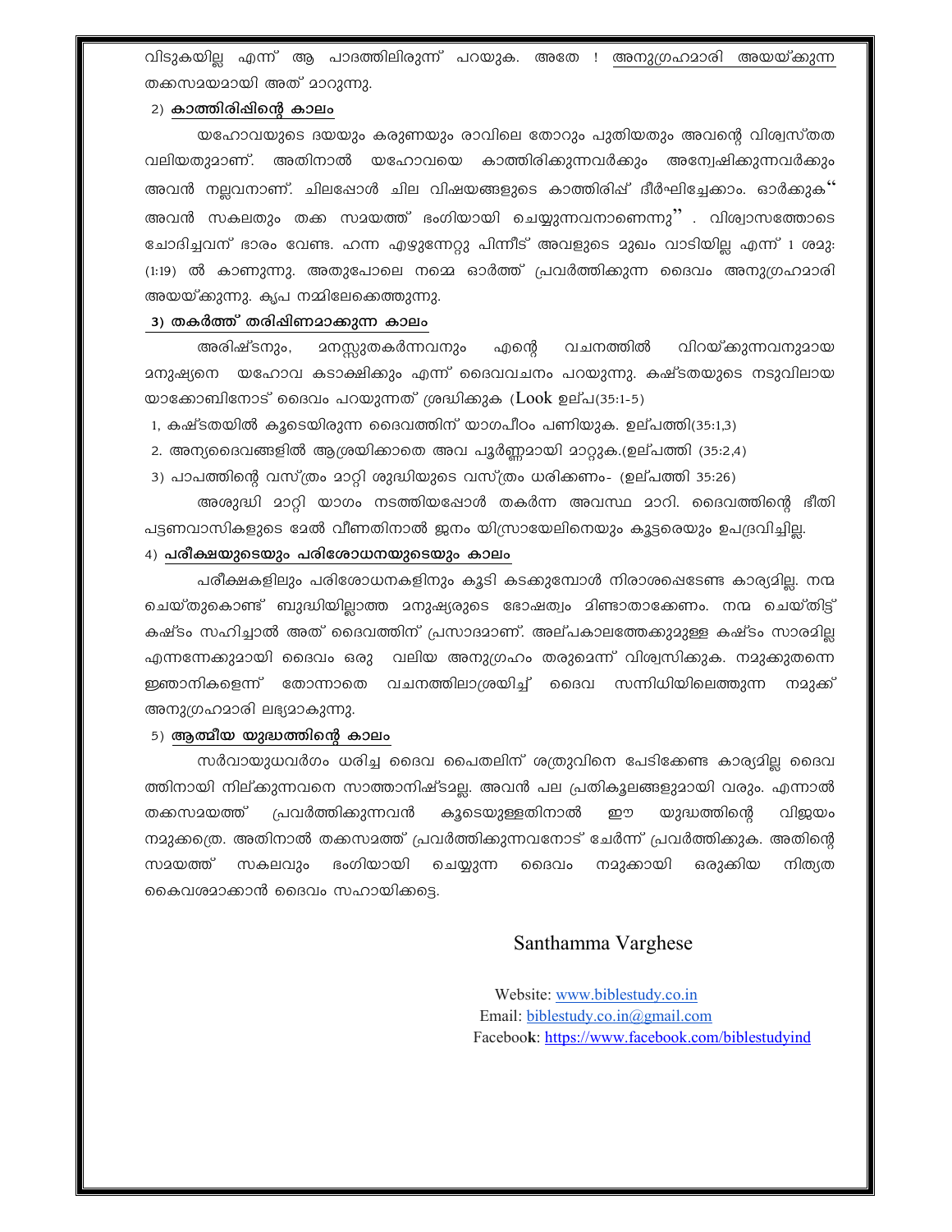വിടുകയില്ല എന്ന് ആ പാദത്തിലിരുന്ന് പറയുക. അതേ ! <u>അനുഗ്രഹമാരി അയയ്ക്കുന്ന</u> തക്കസമയമായി അത് മാറുന്നു.

2) **<u>കാത്തിരിപ്പിന്റെ കാലം</u>**

യഹോവയുടെ ദയയും കരുണയും രാവിലെ തോറും പുതിയതും അവന്റെ വിശ്വസ്തത വലിയതുമാണ്. അതിനാൽ യഹോവയെ കാത്തിരിക്കുന്നവർക്കും അന്വേഷിക്കുന്നവർക്കും അവൻ നല്ലവനാണ്. ചിലപ്പോൾ ചില വിഷയങ്ങളുടെ കാത്തിരിപ്പ് ദീർഘിച്ചേക്കാം. ഓർക്കുക" അവൻ സകലതും തക്ക സമയത്ത് ഭംഗിയായി ചെയ്യുന്നവനാണെന്നു" . വിശ്വാസത്തോടെ ചോദിച്ചവന് ഭാരം വേണ്ട. ഹന്ന എഴുന്നേറ്റു പിന്നീട് അവളുടെ മുഖം വാടിയില്ല എന്ന് 1 ശമു: (1:19) ൽ കാണുന്നു. അതുപോലെ നമ്മെ ഓർത്ത് പ്രവർത്തിക്കുന്ന ദൈവം അനുഗ്രഹമാരി അയയ്ക്കുന്നു. കൃപ നമ്മിലേക്കെത്തുന്നു.

3) **<u>തകർത്ത് തരിപ്പിണമാക്കുന്ന കാലം</u>**

അരിഷ്ടനും, മനസ്സുതകർന്നവനും എന്റെ വചനത്തിൽ വിറയ്ക്കുന്നവനുമായ മനുഷ്യനെ യഹോവ കടാക്ഷിക്കും എന്ന് ദൈവവചനം പറയുന്നു. കഷ്ടതയുടെ നടുവിലായ യാക്കോബിനോട് ദൈവം പറയുന്നത് ശ്രദ്ധിക്കുക (Look ഉല്പ(35:1-5)

1, കഷ്ടതയിൽ കൂടെയിരുന്ന ദൈവത്തിന് യാഗപീഠം പണിയുക. ഉല്പത്തി(35:1,3)

2. അന്യദൈവങ്ങളിൽ ആശ്രയിക്കാതെ അവ പൂർണ്ണമായി മാറ്റുക.(ഉല്പത്തി (35:2,4)

3) പാപത്തിന്റെ വസ്ത്രം മാറ്റി ശുദ്ധിയുടെ വസ്ത്രം ധരിക്കണം- (ഉല്പത്തി 35:26)

അശുദ്ധി മാറ്റി യാഗം നടത്തിയപ്പോൾ തകർന്ന അവസ്ഥ മാറി. ദൈവത്തിന്റെ ഭീതി പട്ടണവാസികളുടെ മേൽ വീണതിനാൽ ജനം യിസ്രായേലിനെയും കൂട്ടരെയും ഉപദ്രവിച്ചില്ല.

4) **<u>പരീക്ഷയുടെയും പരിശോധനയുടെയും കാലം</u>**

പരീക്ഷകളിലും പരിശോധനകളിനും കൂടി കടക്കുമ്പോൾ നിരാശപ്പെടേണ്ട കാര്യമില്ല. നന്മ ചെയ്തുകൊണ്ട് ബുദ്ധിയില്ലാത്ത മനുഷ്യരുടെ ഭോഷത്വം മിണ്ടാതാക്കേണം. നന്മ ചെയ്തിട്ട് കഷ്ടം സഹിച്ചാൽ അത് ദൈവത്തിന് പ്രസാദമാണ്. അല്പകാലത്തേക്കുമുള്ള കഷ്ടം സാരമില്ല എന്നന്നേക്കുമായി ദൈവം ഒരു വലിയ അനുഗ്രഹം തരുമെന്ന് വിശ്വസിക്കുക. നമുക്കുതന്നെ ജ്ഞാനികളെന്ന് തോന്നാതെ വചനത്തിലാശ്രയിച്ച് ദൈവ സന്നിധിയിലെത്തുന്ന നമുക്ക് അനുഗ്രഹമാരി ലഭ്യമാകുന്നു.

5) **<u>ആത്മീയ യുദ്ധത്തിന്റെ കാലം</u>**

സർവായുധവർഗം ധരിച്ച ദൈവ പൈതലിന് ശത്രുവിനെ പേടിക്കേണ്ട കാര്യമില്ല ദൈവ ത്തിനായി നില്ക്കുന്നവനെ സാത്താനിഷ്ടമല്ല. അവൻ പല പ്രതികൂലങ്ങളുമായി വരും. എന്നാൽ തക്കസമയത്ത് പ്രവർത്തിക്കുന്നവൻ കൂടെയുള്ളതിനാൽ ഈ യുദ്ധത്തിന്റെ വിജയം നമുക്കത്രെ. അതിനാൽ തക്കസമത്ത് പ്രവർത്തിക്കുന്നവനോട് ചേർന്ന് പ്രവർത്തിക്കുക. അതിന്റെ സമയത്ത് സകലവും ഭംഗിയായി ചെയ്യുന്ന ദൈവം നമുക്കായി ഒരുക്കിയ നിത്യത കൈവശമാക്കാൻ ദൈവം സഹായിക്കട്ടെ.

Santhamma Varghese

Website: www.biblestudy.co.in
Email: biblestudy.co.in@gmail.com
Facebook: https://www.facebook.com/biblestudyind